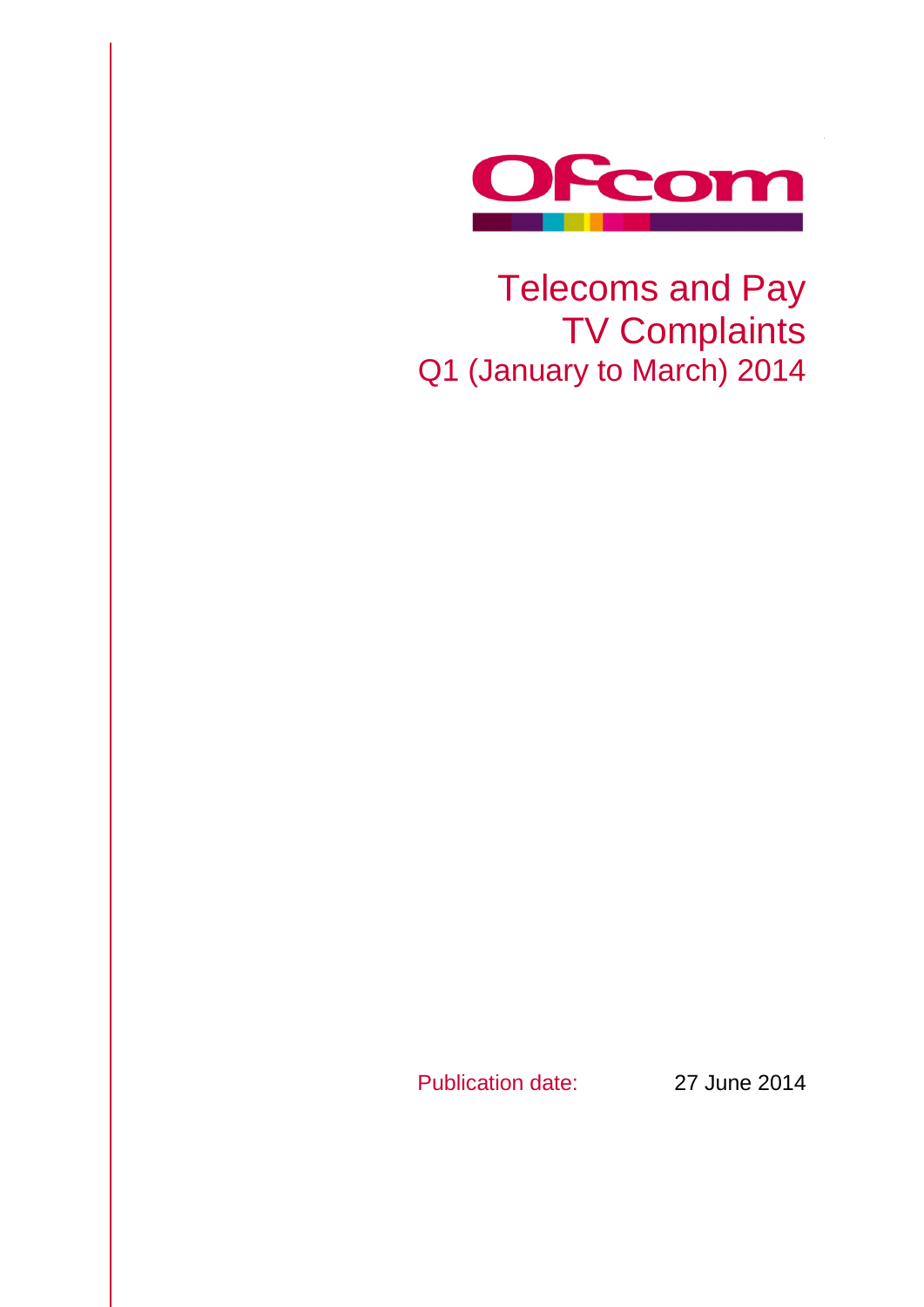Ofcom

# Telecoms and Pay TV Complaints

## Q1 (January to March) 2014

Publication date: 27 June 2014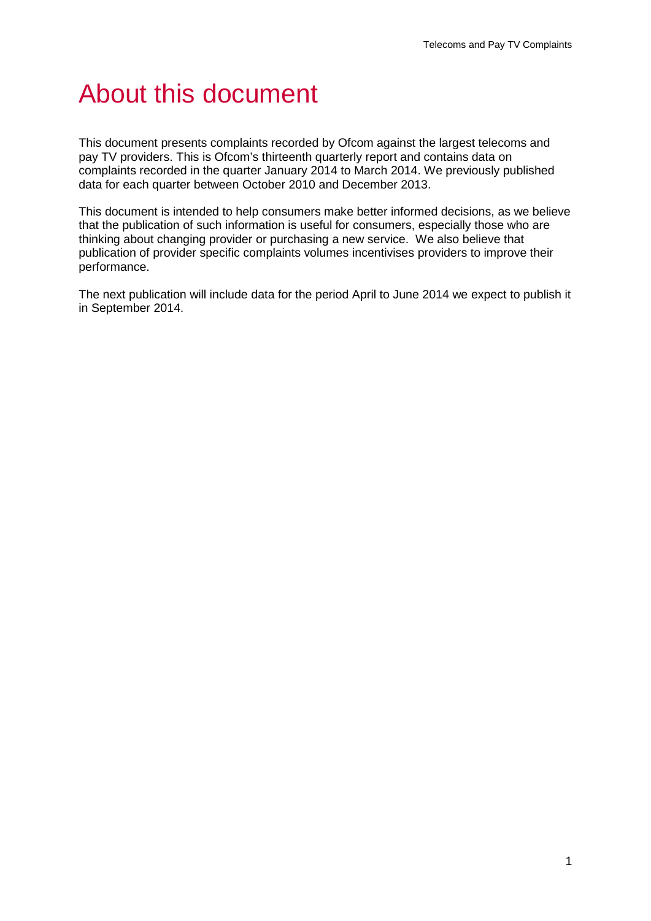# About this document

This document presents complaints recorded by Ofcom against the largest telecoms and pay TV providers. This is Ofcom's thirteenth quarterly report and contains data on complaints recorded in the quarter January 2014 to March 2014. We previously published data for each quarter between October 2010 and December 2013.

This document is intended to help consumers make better informed decisions, as we believe that the publication of such information is useful for consumers, especially those who are thinking about changing provider or purchasing a new service. We also believe that publication of provider specific complaints volumes incentivises providers to improve their performance.

The next publication will include data for the period April to June 2014 we expect to publish it in September 2014.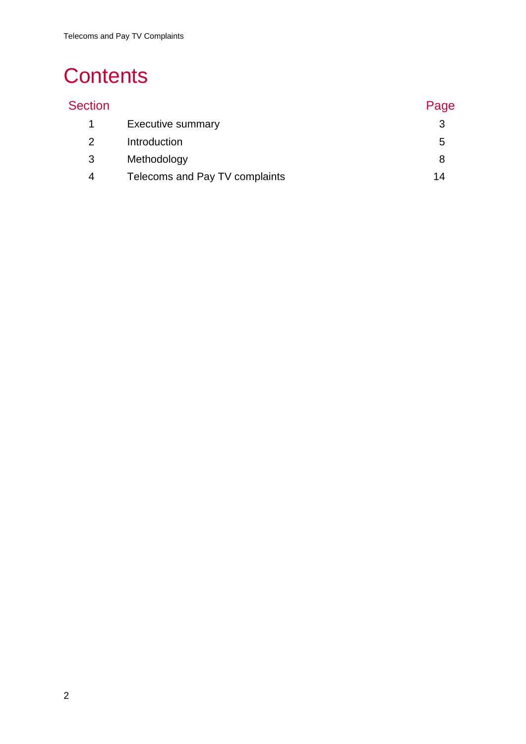# Contents

| Section | | Page |
|---|---|---|
| 1 | Executive summary | 3 |
| 2 | Introduction | 5 |
| 3 | Methodology | 8 |
| 4 | Telecoms and Pay TV complaints | 14 |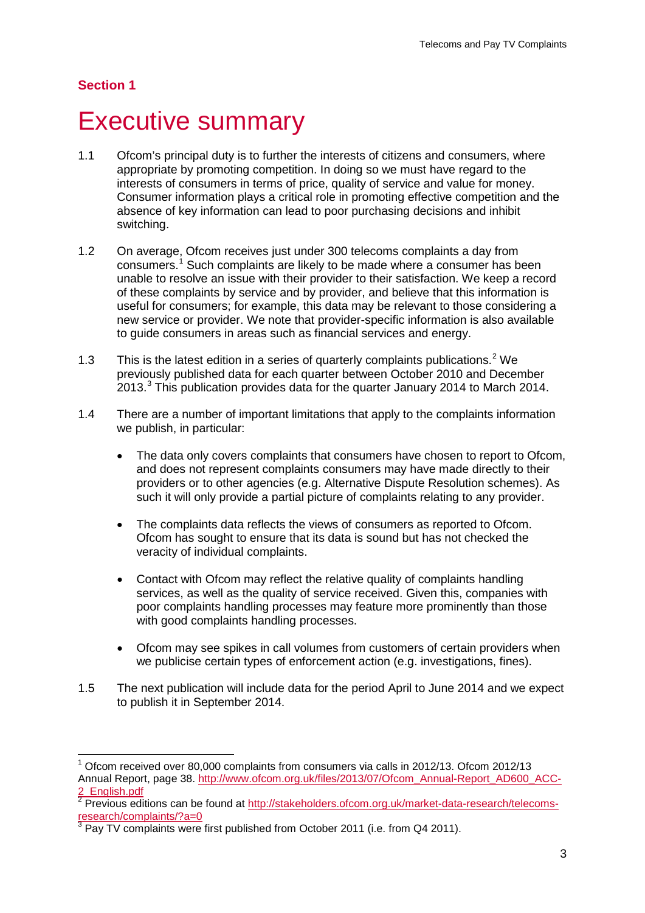## Section 1

# Executive summary

1.1 Ofcom's principal duty is to further the interests of citizens and consumers, where appropriate by promoting competition. In doing so we must have regard to the interests of consumers in terms of price, quality of service and value for money. Consumer information plays a critical role in promoting effective competition and the absence of key information can lead to poor purchasing decisions and inhibit switching.

1.2 On average, Ofcom receives just under 300 telecoms complaints a day from consumers.[1] Such complaints are likely to be made where a consumer has been unable to resolve an issue with their provider to their satisfaction. We keep a record of these complaints by service and by provider, and believe that this information is useful for consumers; for example, this data may be relevant to those considering a new service or provider. We note that provider-specific information is also available to guide consumers in areas such as financial services and energy.

1.3 This is the latest edition in a series of quarterly complaints publications.[2] We previously published data for each quarter between October 2010 and December 2013.[3] This publication provides data for the quarter January 2014 to March 2014.

1.4 There are a number of important limitations that apply to the complaints information we publish, in particular:

- The data only covers complaints that consumers have chosen to report to Ofcom, and does not represent complaints consumers may have made directly to their providers or to other agencies (e.g. Alternative Dispute Resolution schemes). As such it will only provide a partial picture of complaints relating to any provider.

- The complaints data reflects the views of consumers as reported to Ofcom. Ofcom has sought to ensure that its data is sound but has not checked the veracity of individual complaints.

- Contact with Ofcom may reflect the relative quality of complaints handling services, as well as the quality of service received. Given this, companies with poor complaints handling processes may feature more prominently than those with good complaints handling processes.

- Ofcom may see spikes in call volumes from customers of certain providers when we publicise certain types of enforcement action (e.g. investigations, fines).

1.5 The next publication will include data for the period April to June 2014 and we expect to publish it in September 2014.

---

[1] Ofcom received over 80,000 complaints from consumers via calls in 2012/13. Ofcom 2012/13 Annual Report, page 38. http://www.ofcom.org.uk/files/2013/07/Ofcom_Annual-Report_AD600_ACC-2_English.pdf

[2] Previous editions can be found at http://stakeholders.ofcom.org.uk/market-data-research/telecoms-research/complaints/?a=0

[3] Pay TV complaints were first published from October 2011 (i.e. from Q4 2011).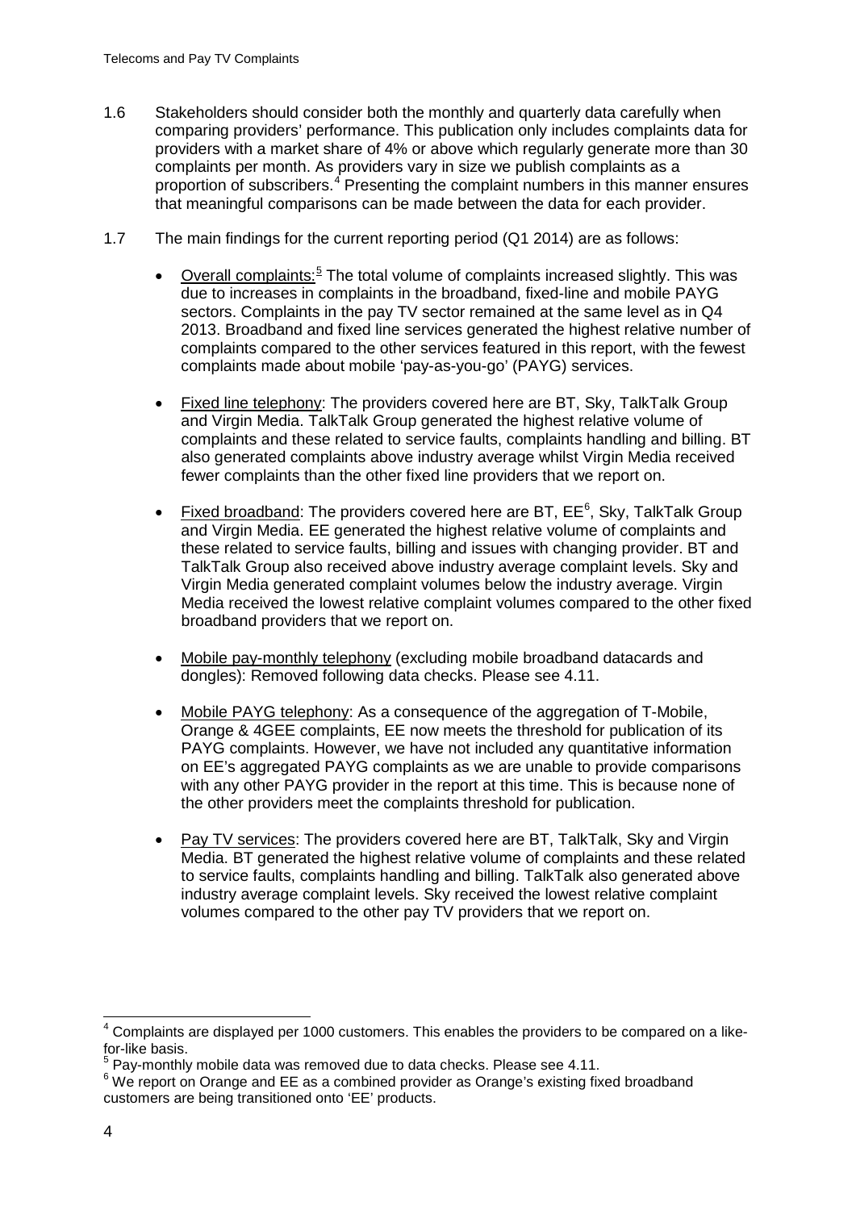1.6 Stakeholders should consider both the monthly and quarterly data carefully when comparing providers' performance. This publication only includes complaints data for providers with a market share of 4% or above which regularly generate more than 30 complaints per month. As providers vary in size we publish complaints as a proportion of subscribers.[4] Presenting the complaint numbers in this manner ensures that meaningful comparisons can be made between the data for each provider.

1.7 The main findings for the current reporting period (Q1 2014) are as follows:

- Overall complaints:[5] The total volume of complaints increased slightly. This was due to increases in complaints in the broadband, fixed-line and mobile PAYG sectors. Complaints in the pay TV sector remained at the same level as in Q4 2013. Broadband and fixed line services generated the highest relative number of complaints compared to the other services featured in this report, with the fewest complaints made about mobile 'pay-as-you-go' (PAYG) services.

- Fixed line telephony: The providers covered here are BT, Sky, TalkTalk Group and Virgin Media. TalkTalk Group generated the highest relative volume of complaints and these related to service faults, complaints handling and billing. BT also generated complaints above industry average whilst Virgin Media received fewer complaints than the other fixed line providers that we report on.

- Fixed broadband: The providers covered here are BT, EE[6], Sky, TalkTalk Group and Virgin Media. EE generated the highest relative volume of complaints and these related to service faults, billing and issues with changing provider. BT and TalkTalk Group also received above industry average complaint levels. Sky and Virgin Media generated complaint volumes below the industry average. Virgin Media received the lowest relative complaint volumes compared to the other fixed broadband providers that we report on.

- Mobile pay-monthly telephony (excluding mobile broadband datacards and dongles): Removed following data checks. Please see 4.11.

- Mobile PAYG telephony: As a consequence of the aggregation of T-Mobile, Orange & 4GEE complaints, EE now meets the threshold for publication of its PAYG complaints. However, we have not included any quantitative information on EE's aggregated PAYG complaints as we are unable to provide comparisons with any other PAYG provider in the report at this time. This is because none of the other providers meet the complaints threshold for publication.

- Pay TV services: The providers covered here are BT, TalkTalk, Sky and Virgin Media. BT generated the highest relative volume of complaints and these related to service faults, complaints handling and billing. TalkTalk also generated above industry average complaint levels. Sky received the lowest relative complaint volumes compared to the other pay TV providers that we report on.

---

[4] Complaints are displayed per 1000 customers. This enables the providers to be compared on a like-for-like basis.

[5] Pay-monthly mobile data was removed due to data checks. Please see 4.11.

[6] We report on Orange and EE as a combined provider as Orange's existing fixed broadband customers are being transitioned onto 'EE' products.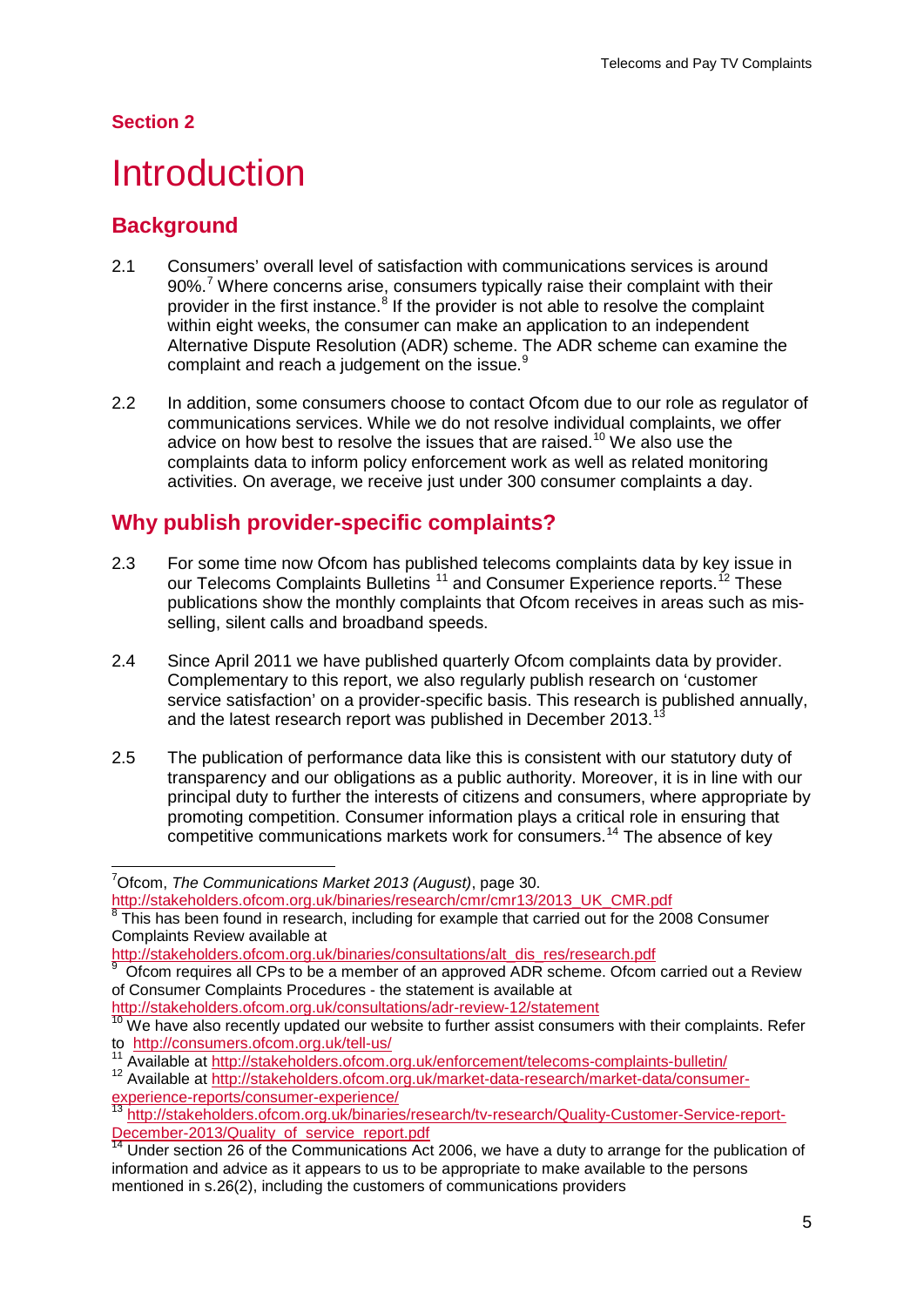## Section 2

# Introduction

## Background

2.1 Consumers' overall level of satisfaction with communications services is around 90%.[7] Where concerns arise, consumers typically raise their complaint with their provider in the first instance.[8] If the provider is not able to resolve the complaint within eight weeks, the consumer can make an application to an independent Alternative Dispute Resolution (ADR) scheme. The ADR scheme can examine the complaint and reach a judgement on the issue.[9]

2.2 In addition, some consumers choose to contact Ofcom due to our role as regulator of communications services. While we do not resolve individual complaints, we offer advice on how best to resolve the issues that are raised.[10] We also use the complaints data to inform policy enforcement work as well as related monitoring activities. On average, we receive just under 300 consumer complaints a day.

## Why publish provider-specific complaints?

2.3 For some time now Ofcom has published telecoms complaints data by key issue in our Telecoms Complaints Bulletins [11] and Consumer Experience reports.[12] These publications show the monthly complaints that Ofcom receives in areas such as mis-selling, silent calls and broadband speeds.

2.4 Since April 2011 we have published quarterly Ofcom complaints data by provider. Complementary to this report, we also regularly publish research on 'customer service satisfaction' on a provider-specific basis. This research is published annually, and the latest research report was published in December 2013.[13]

2.5 The publication of performance data like this is consistent with our statutory duty of transparency and our obligations as a public authority. Moreover, it is in line with our principal duty to further the interests of citizens and consumers, where appropriate by promoting competition. Consumer information plays a critical role in ensuring that competitive communications markets work for consumers.[14] The absence of key

---

[7] Ofcom, *The Communications Market 2013 (August)*, page 30. http://stakeholders.ofcom.org.uk/binaries/research/cmr/cmr13/2013_UK_CMR.pdf

[8] This has been found in research, including for example that carried out for the 2008 Consumer Complaints Review available at http://stakeholders.ofcom.org.uk/binaries/consultations/alt_dis_res/research.pdf

[9] Ofcom requires all CPs to be a member of an approved ADR scheme. Ofcom carried out a Review of Consumer Complaints Procedures - the statement is available at http://stakeholders.ofcom.org.uk/consultations/adr-review-12/statement

[10] We have also recently updated our website to further assist consumers with their complaints. Refer to http://consumers.ofcom.org.uk/tell-us/

[11] Available at http://stakeholders.ofcom.org.uk/enforcement/telecoms-complaints-bulletin/

[12] Available at http://stakeholders.ofcom.org.uk/market-data-research/market-data/consumer-experience-reports/consumer-experience/

[13] http://stakeholders.ofcom.org.uk/binaries/research/tv-research/Quality-Customer-Service-report-December-2013/Quality_of_service_report.pdf

[14] Under section 26 of the Communications Act 2006, we have a duty to arrange for the publication of information and advice as it appears to us to be appropriate to make available to the persons mentioned in s.26(2), including the customers of communications providers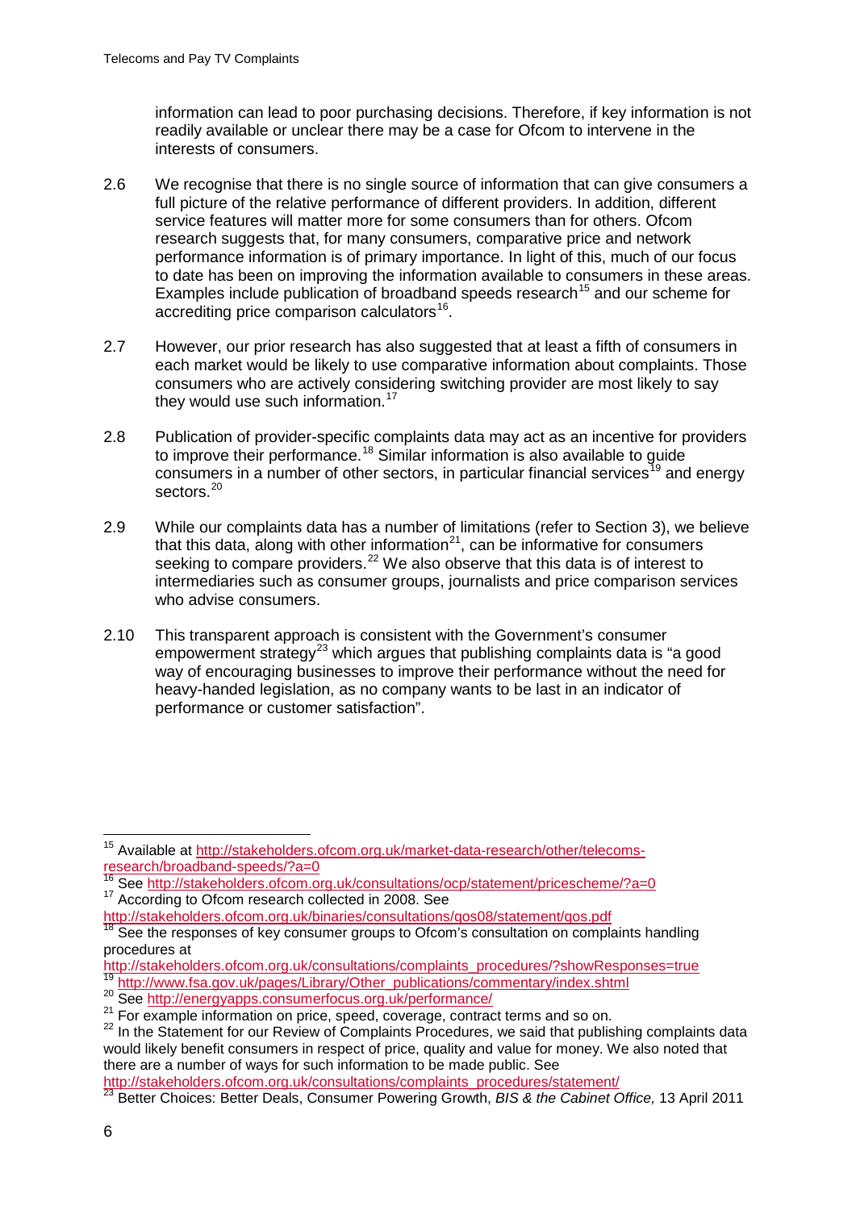information can lead to poor purchasing decisions. Therefore, if key information is not readily available or unclear there may be a case for Ofcom to intervene in the interests of consumers.

2.6 We recognise that there is no single source of information that can give consumers a full picture of the relative performance of different providers. In addition, different service features will matter more for some consumers than for others. Ofcom research suggests that, for many consumers, comparative price and network performance information is of primary importance. In light of this, much of our focus to date has been on improving the information available to consumers in these areas. Examples include publication of broadband speeds research[15] and our scheme for accrediting price comparison calculators[16].

2.7 However, our prior research has also suggested that at least a fifth of consumers in each market would be likely to use comparative information about complaints. Those consumers who are actively considering switching provider are most likely to say they would use such information.[17]

2.8 Publication of provider-specific complaints data may act as an incentive for providers to improve their performance.[18] Similar information is also available to guide consumers in a number of other sectors, in particular financial services[19] and energy sectors.[20]

2.9 While our complaints data has a number of limitations (refer to Section 3), we believe that this data, along with other information[21], can be informative for consumers seeking to compare providers.[22] We also observe that this data is of interest to intermediaries such as consumer groups, journalists and price comparison services who advise consumers.

2.10 This transparent approach is consistent with the Government's consumer empowerment strategy[23] which argues that publishing complaints data is "a good way of encouraging businesses to improve their performance without the need for heavy-handed legislation, as no company wants to be last in an indicator of performance or customer satisfaction".

---

[15] Available at http://stakeholders.ofcom.org.uk/market-data-research/other/telecoms-research/broadband-speeds/?a=0

[16] See http://stakeholders.ofcom.org.uk/consultations/ocp/statement/pricescheme/?a=0

[17] According to Ofcom research collected in 2008. See http://stakeholders.ofcom.org.uk/binaries/consultations/qos08/statement/qos.pdf

[18] See the responses of key consumer groups to Ofcom's consultation on complaints handling procedures at http://stakeholders.ofcom.org.uk/consultations/complaints_procedures/?showResponses=true

[19] http://www.fsa.gov.uk/pages/Library/Other_publications/commentary/index.shtml

[20] See http://energyapps.consumerfocus.org.uk/performance/

[21] For example information on price, speed, coverage, contract terms and so on.

[22] In the Statement for our Review of Complaints Procedures, we said that publishing complaints data would likely benefit consumers in respect of price, quality and value for money. We also noted that there are a number of ways for such information to be made public. See http://stakeholders.ofcom.org.uk/consultations/complaints_procedures/statement/

[23] Better Choices: Better Deals, Consumer Powering Growth, *BIS & the Cabinet Office,* 13 April 2011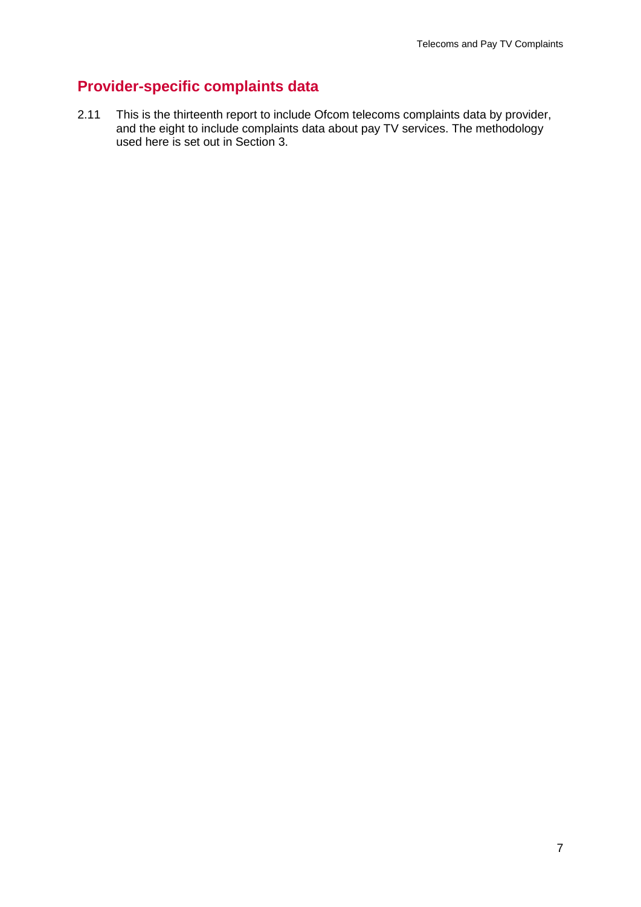## Provider-specific complaints data

2.11 This is the thirteenth report to include Ofcom telecoms complaints data by provider, and the eight to include complaints data about pay TV services. The methodology used here is set out in Section 3.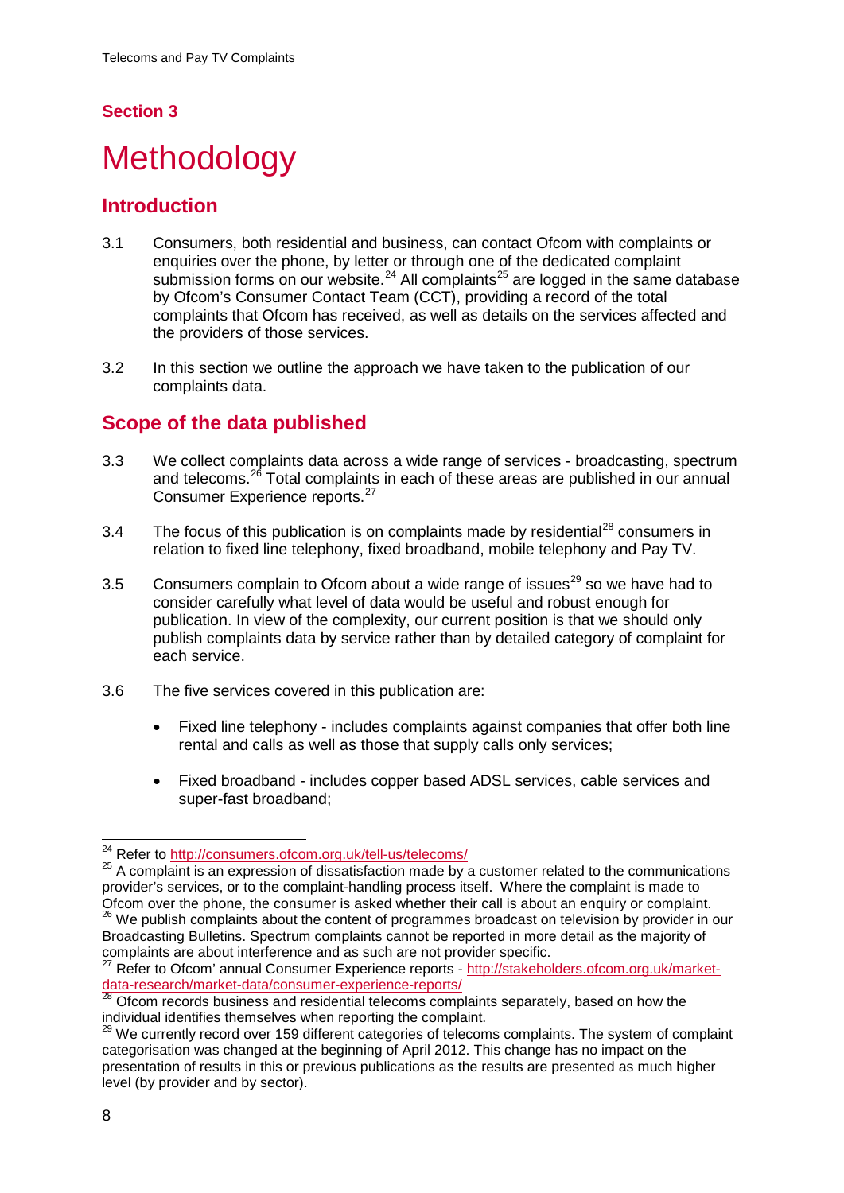## Section 3

# Methodology

## Introduction

3.1 Consumers, both residential and business, can contact Ofcom with complaints or enquiries over the phone, by letter or through one of the dedicated complaint submission forms on our website.[24] All complaints[25] are logged in the same database by Ofcom's Consumer Contact Team (CCT), providing a record of the total complaints that Ofcom has received, as well as details on the services affected and the providers of those services.

3.2 In this section we outline the approach we have taken to the publication of our complaints data.

## Scope of the data published

3.3 We collect complaints data across a wide range of services - broadcasting, spectrum and telecoms.[26] Total complaints in each of these areas are published in our annual Consumer Experience reports.[27]

3.4 The focus of this publication is on complaints made by residential[28] consumers in relation to fixed line telephony, fixed broadband, mobile telephony and Pay TV.

3.5 Consumers complain to Ofcom about a wide range of issues[29] so we have had to consider carefully what level of data would be useful and robust enough for publication. In view of the complexity, our current position is that we should only publish complaints data by service rather than by detailed category of complaint for each service.

3.6 The five services covered in this publication are:

- Fixed line telephony - includes complaints against companies that offer both line rental and calls as well as those that supply calls only services;
- Fixed broadband - includes copper based ADSL services, cable services and super-fast broadband;

---

[24] Refer to http://consumers.ofcom.org.uk/tell-us/telecoms/

[25] A complaint is an expression of dissatisfaction made by a customer related to the communications provider's services, or to the complaint-handling process itself. Where the complaint is made to Ofcom over the phone, the consumer is asked whether their call is about an enquiry or complaint.

[26] We publish complaints about the content of programmes broadcast on television by provider in our Broadcasting Bulletins. Spectrum complaints cannot be reported in more detail as the majority of complaints are about interference and as such are not provider specific.

[27] Refer to Ofcom' annual Consumer Experience reports - http://stakeholders.ofcom.org.uk/market-data-research/market-data/consumer-experience-reports/

[28] Ofcom records business and residential telecoms complaints separately, based on how the individual identifies themselves when reporting the complaint.

[29] We currently record over 159 different categories of telecoms complaints. The system of complaint categorisation was changed at the beginning of April 2012. This change has no impact on the presentation of results in this or previous publications as the results are presented as much higher level (by provider and by sector).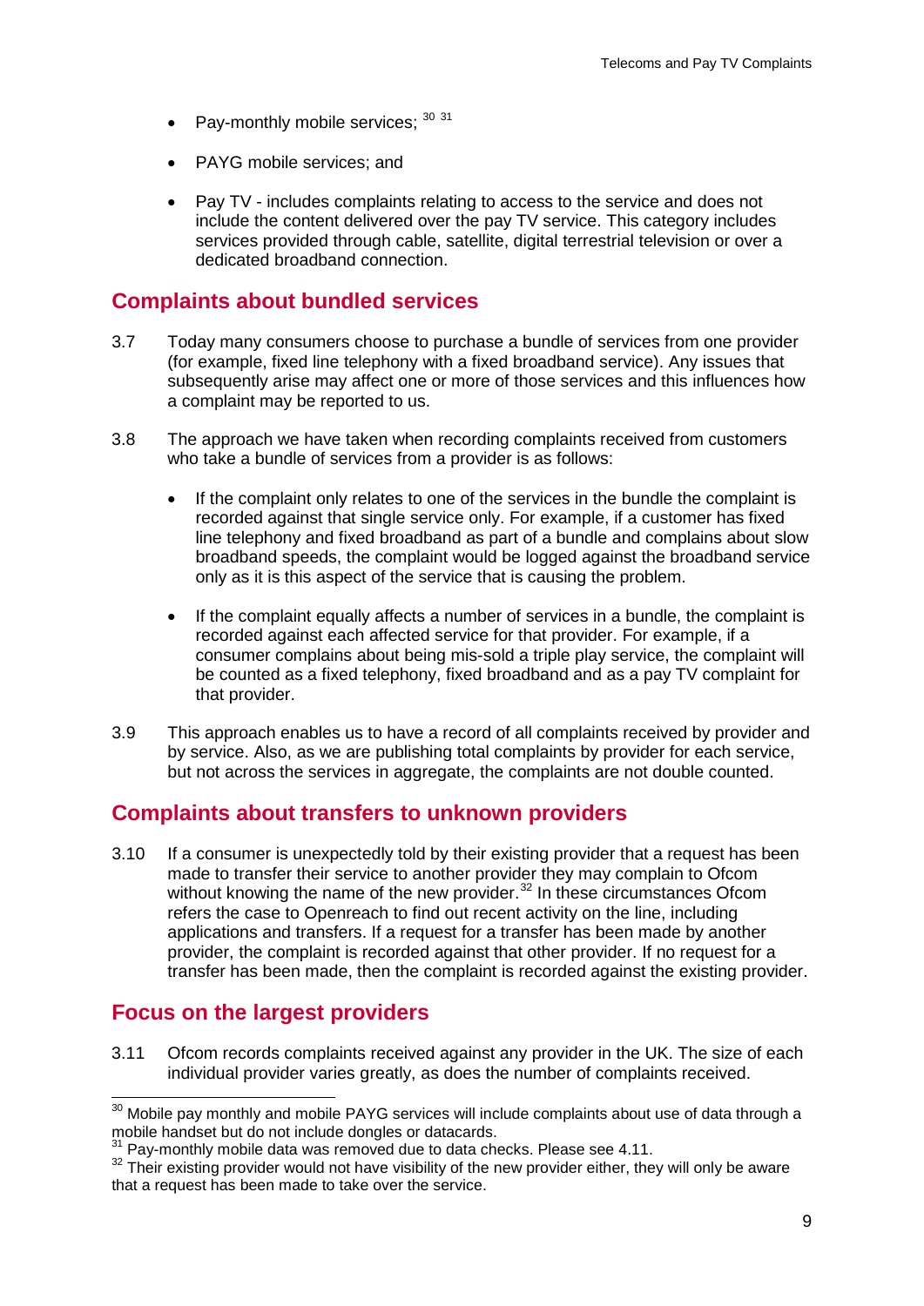- Pay-monthly mobile services; [30] [31]
- PAYG mobile services; and
- Pay TV - includes complaints relating to access to the service and does not include the content delivered over the pay TV service. This category includes services provided through cable, satellite, digital terrestrial television or over a dedicated broadband connection.

## Complaints about bundled services

3.7 Today many consumers choose to purchase a bundle of services from one provider (for example, fixed line telephony with a fixed broadband service). Any issues that subsequently arise may affect one or more of those services and this influences how a complaint may be reported to us.

3.8 The approach we have taken when recording complaints received from customers who take a bundle of services from a provider is as follows:

- If the complaint only relates to one of the services in the bundle the complaint is recorded against that single service only. For example, if a customer has fixed line telephony and fixed broadband as part of a bundle and complains about slow broadband speeds, the complaint would be logged against the broadband service only as it is this aspect of the service that is causing the problem.
- If the complaint equally affects a number of services in a bundle, the complaint is recorded against each affected service for that provider. For example, if a consumer complains about being mis-sold a triple play service, the complaint will be counted as a fixed telephony, fixed broadband and as a pay TV complaint for that provider.

3.9 This approach enables us to have a record of all complaints received by provider and by service. Also, as we are publishing total complaints by provider for each service, but not across the services in aggregate, the complaints are not double counted.

## Complaints about transfers to unknown providers

3.10 If a consumer is unexpectedly told by their existing provider that a request has been made to transfer their service to another provider they may complain to Ofcom without knowing the name of the new provider.[32] In these circumstances Ofcom refers the case to Openreach to find out recent activity on the line, including applications and transfers. If a request for a transfer has been made by another provider, the complaint is recorded against that other provider. If no request for a transfer has been made, then the complaint is recorded against the existing provider.

## Focus on the largest providers

3.11 Ofcom records complaints received against any provider in the UK. The size of each individual provider varies greatly, as does the number of complaints received.

---

[30] Mobile pay monthly and mobile PAYG services will include complaints about use of data through a mobile handset but do not include dongles or datacards.

[31] Pay-monthly mobile data was removed due to data checks. Please see 4.11.

[32] Their existing provider would not have visibility of the new provider either, they will only be aware that a request has been made to take over the service.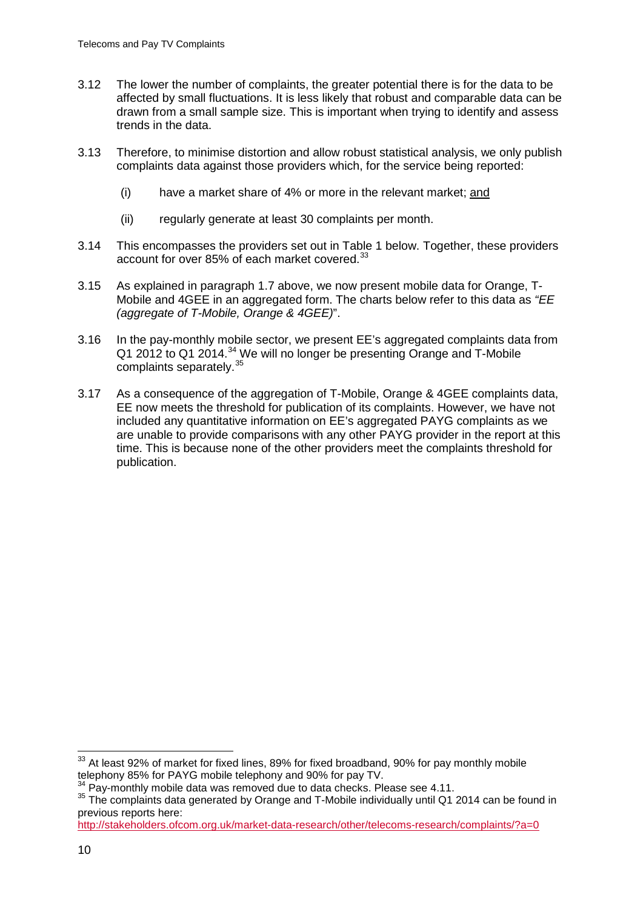3.12 The lower the number of complaints, the greater potential there is for the data to be affected by small fluctuations. It is less likely that robust and comparable data can be drawn from a small sample size. This is important when trying to identify and assess trends in the data.

3.13 Therefore, to minimise distortion and allow robust statistical analysis, we only publish complaints data against those providers which, for the service being reported:

(i) have a market share of 4% or more in the relevant market; <u>and</u>

(ii) regularly generate at least 30 complaints per month.

3.14 This encompasses the providers set out in Table 1 below. Together, these providers account for over 85% of each market covered.[33]

3.15 As explained in paragraph 1.7 above, we now present mobile data for Orange, T-Mobile and 4GEE in an aggregated form. The charts below refer to this data as *"EE (aggregate of T-Mobile, Orange & 4GEE)*".

3.16 In the pay-monthly mobile sector, we present EE's aggregated complaints data from Q1 2012 to Q1 2014.[34] We will no longer be presenting Orange and T-Mobile complaints separately.[35]

3.17 As a consequence of the aggregation of T-Mobile, Orange & 4GEE complaints data, EE now meets the threshold for publication of its complaints. However, we have not included any quantitative information on EE's aggregated PAYG complaints as we are unable to provide comparisons with any other PAYG provider in the report at this time. This is because none of the other providers meet the complaints threshold for publication.

---

[33] At least 92% of market for fixed lines, 89% for fixed broadband, 90% for pay monthly mobile telephony 85% for PAYG mobile telephony and 90% for pay TV.

[34] Pay-monthly mobile data was removed due to data checks. Please see 4.11.

[35] The complaints data generated by Orange and T-Mobile individually until Q1 2014 can be found in previous reports here: http://stakeholders.ofcom.org.uk/market-data-research/other/telecoms-research/complaints/?a=0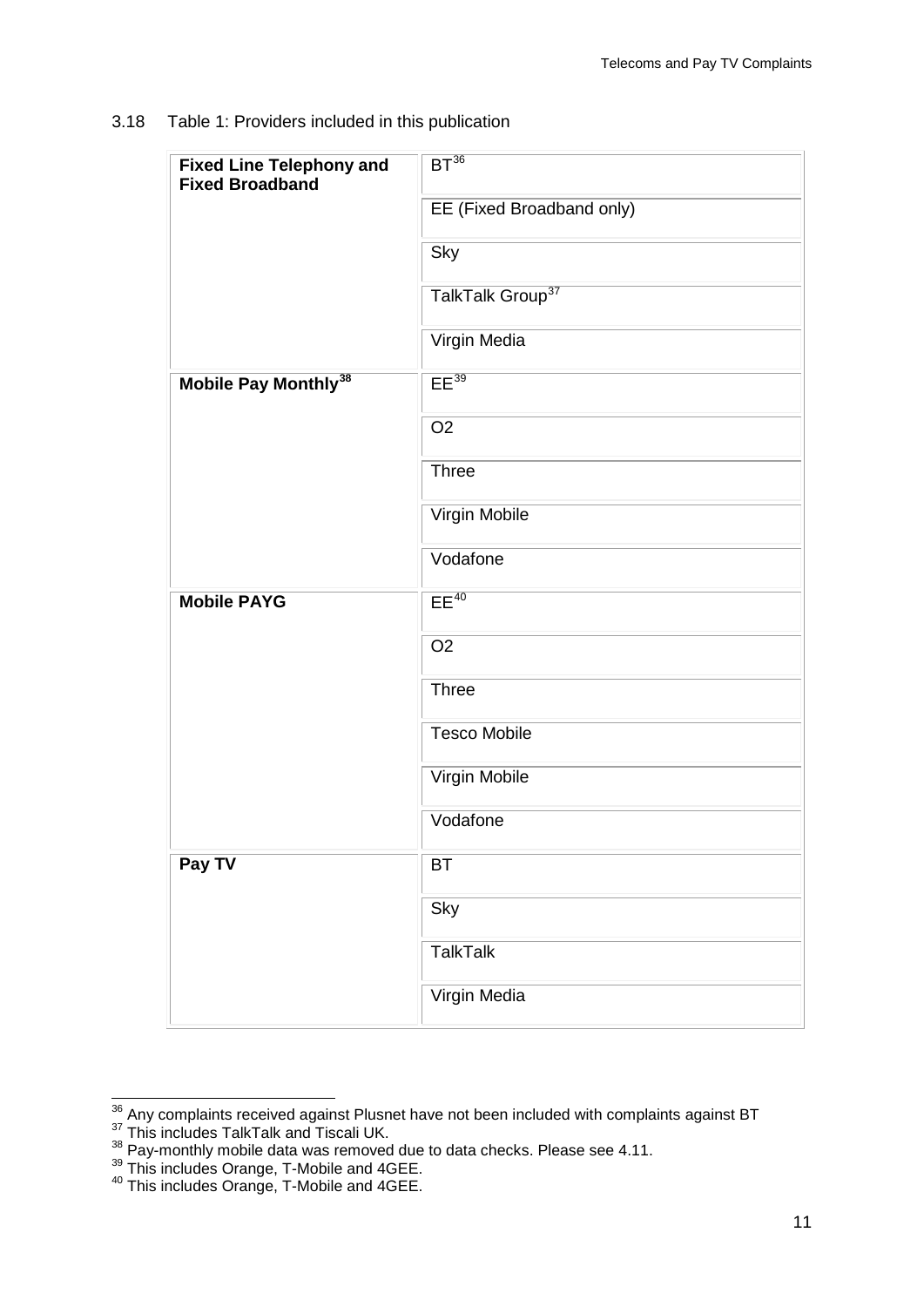3.18 Table 1: Providers included in this publication

| | |
|---|---|
| **Fixed Line Telephony and Fixed Broadband** | BT[36] |
| | EE (Fixed Broadband only) |
| | Sky |
| | TalkTalk Group[37] |
| | Virgin Media |
| **Mobile Pay Monthly[38]** | EE[39] |
| | O2 |
| | Three |
| | Virgin Mobile |
| | Vodafone |
| **Mobile PAYG** | EE[40] |
| | O2 |
| | Three |
| | Tesco Mobile |
| | Virgin Mobile |
| | Vodafone |
| **Pay TV** | BT |
| | Sky |
| | TalkTalk |
| | Virgin Media |

[36] Any complaints received against Plusnet have not been included with complaints against BT

[37] This includes TalkTalk and Tiscali UK.

[38] Pay-monthly mobile data was removed due to data checks. Please see 4.11.

[39] This includes Orange, T-Mobile and 4GEE.

[40] This includes Orange, T-Mobile and 4GEE.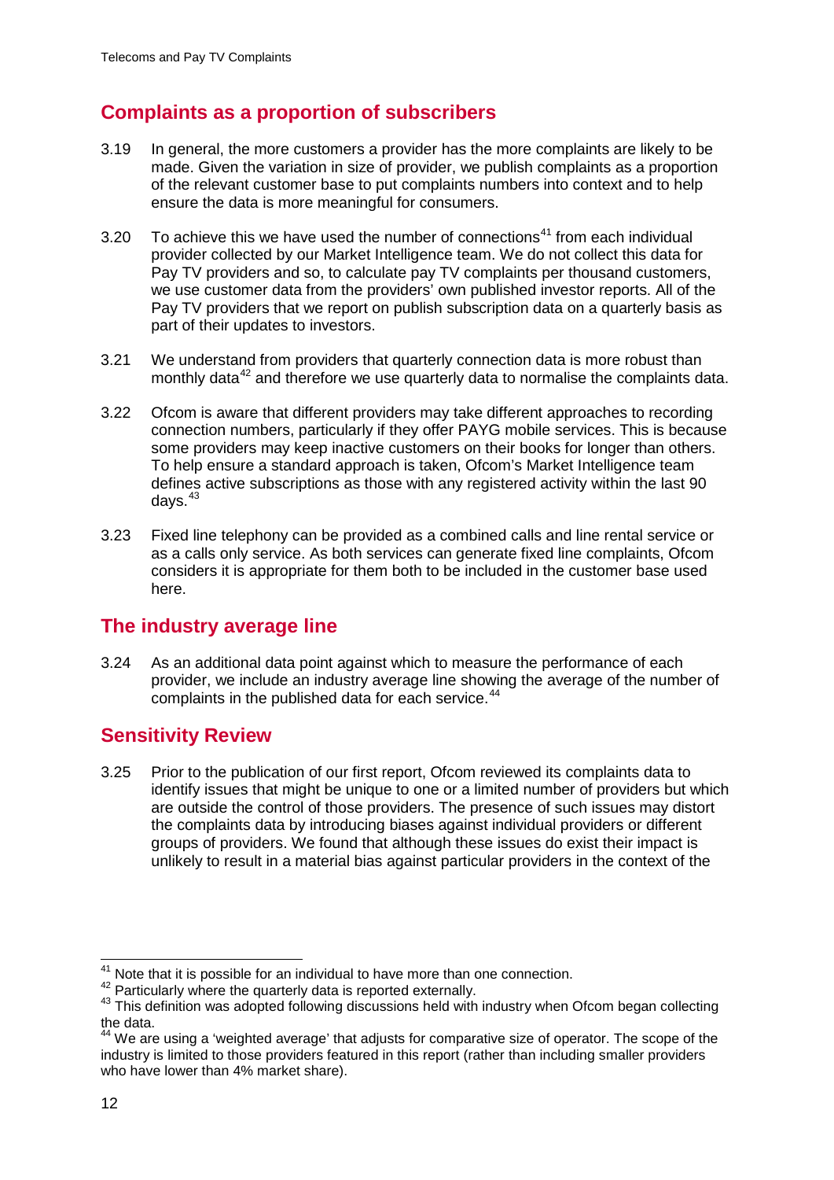## Complaints as a proportion of subscribers

3.19 In general, the more customers a provider has the more complaints are likely to be made. Given the variation in size of provider, we publish complaints as a proportion of the relevant customer base to put complaints numbers into context and to help ensure the data is more meaningful for consumers.

3.20 To achieve this we have used the number of connections[41] from each individual provider collected by our Market Intelligence team. We do not collect this data for Pay TV providers and so, to calculate pay TV complaints per thousand customers, we use customer data from the providers' own published investor reports. All of the Pay TV providers that we report on publish subscription data on a quarterly basis as part of their updates to investors.

3.21 We understand from providers that quarterly connection data is more robust than monthly data[42] and therefore we use quarterly data to normalise the complaints data.

3.22 Ofcom is aware that different providers may take different approaches to recording connection numbers, particularly if they offer PAYG mobile services. This is because some providers may keep inactive customers on their books for longer than others. To help ensure a standard approach is taken, Ofcom's Market Intelligence team defines active subscriptions as those with any registered activity within the last 90 days.[43]

3.23 Fixed line telephony can be provided as a combined calls and line rental service or as a calls only service. As both services can generate fixed line complaints, Ofcom considers it is appropriate for them both to be included in the customer base used here.

## The industry average line

3.24 As an additional data point against which to measure the performance of each provider, we include an industry average line showing the average of the number of complaints in the published data for each service.[44]

## Sensitivity Review

3.25 Prior to the publication of our first report, Ofcom reviewed its complaints data to identify issues that might be unique to one or a limited number of providers but which are outside the control of those providers. The presence of such issues may distort the complaints data by introducing biases against individual providers or different groups of providers. We found that although these issues do exist their impact is unlikely to result in a material bias against particular providers in the context of the

---

[41] Note that it is possible for an individual to have more than one connection.

[42] Particularly where the quarterly data is reported externally.

[43] This definition was adopted following discussions held with industry when Ofcom began collecting the data.

[44] We are using a 'weighted average' that adjusts for comparative size of operator. The scope of the industry is limited to those providers featured in this report (rather than including smaller providers who have lower than 4% market share).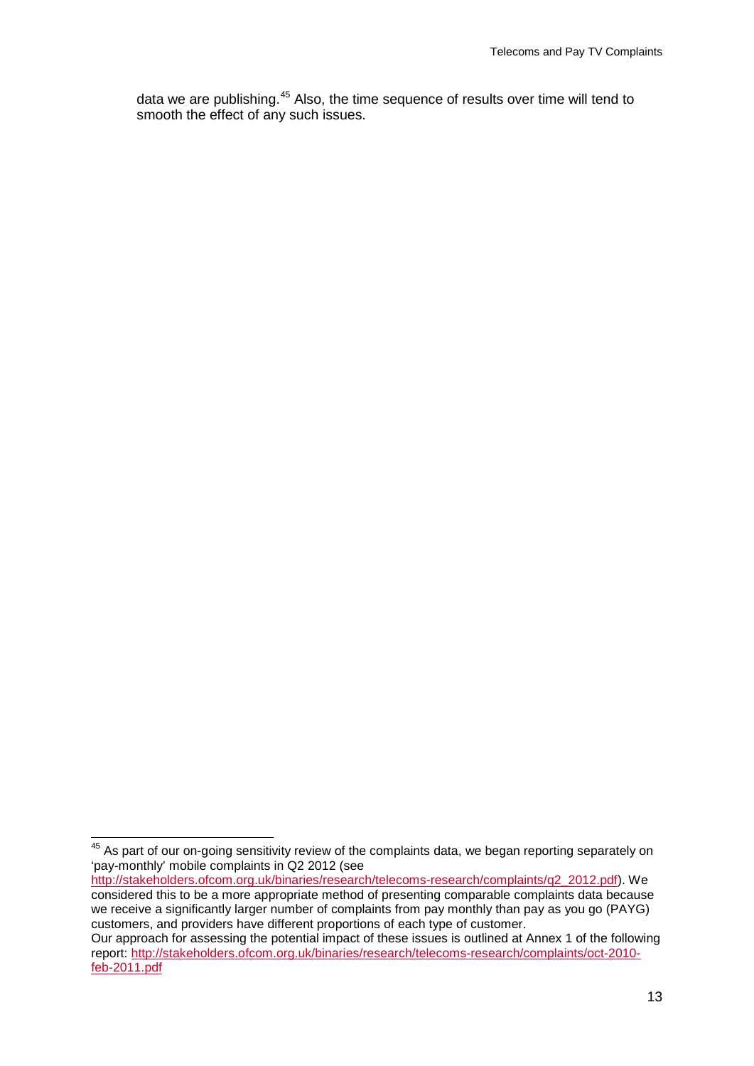data we are publishing.[45] Also, the time sequence of results over time will tend to smooth the effect of any such issues.

---

[45] As part of our on-going sensitivity review of the complaints data, we began reporting separately on 'pay-monthly' mobile complaints in Q2 2012 (see http://stakeholders.ofcom.org.uk/binaries/research/telecoms-research/complaints/q2_2012.pdf). We considered this to be a more appropriate method of presenting comparable complaints data because we receive a significantly larger number of complaints from pay monthly than pay as you go (PAYG) customers, and providers have different proportions of each type of customer.
Our approach for assessing the potential impact of these issues is outlined at Annex 1 of the following report: http://stakeholders.ofcom.org.uk/binaries/research/telecoms-research/complaints/oct-2010-feb-2011.pdf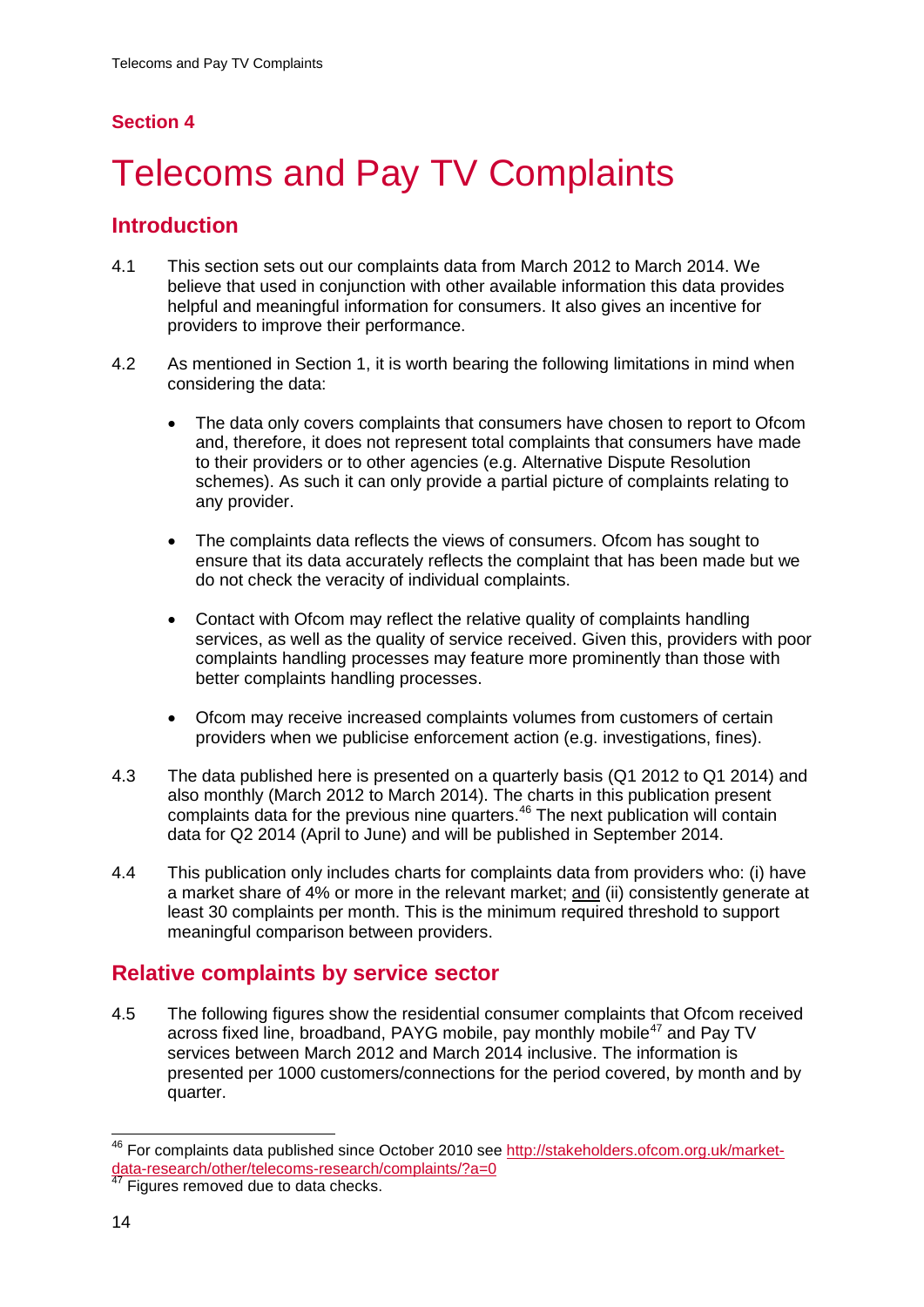## Section 4

# Telecoms and Pay TV Complaints

## Introduction

4.1 This section sets out our complaints data from March 2012 to March 2014. We believe that used in conjunction with other available information this data provides helpful and meaningful information for consumers. It also gives an incentive for providers to improve their performance.

4.2 As mentioned in Section 1, it is worth bearing the following limitations in mind when considering the data:

- The data only covers complaints that consumers have chosen to report to Ofcom and, therefore, it does not represent total complaints that consumers have made to their providers or to other agencies (e.g. Alternative Dispute Resolution schemes). As such it can only provide a partial picture of complaints relating to any provider.
- The complaints data reflects the views of consumers. Ofcom has sought to ensure that its data accurately reflects the complaint that has been made but we do not check the veracity of individual complaints.
- Contact with Ofcom may reflect the relative quality of complaints handling services, as well as the quality of service received. Given this, providers with poor complaints handling processes may feature more prominently than those with better complaints handling processes.
- Ofcom may receive increased complaints volumes from customers of certain providers when we publicise enforcement action (e.g. investigations, fines).

4.3 The data published here is presented on a quarterly basis (Q1 2012 to Q1 2014) and also monthly (March 2012 to March 2014). The charts in this publication present complaints data for the previous nine quarters.[46] The next publication will contain data for Q2 2014 (April to June) and will be published in September 2014.

4.4 This publication only includes charts for complaints data from providers who: (i) have a market share of 4% or more in the relevant market; and (ii) consistently generate at least 30 complaints per month. This is the minimum required threshold to support meaningful comparison between providers.

## Relative complaints by service sector

4.5 The following figures show the residential consumer complaints that Ofcom received across fixed line, broadband, PAYG mobile, pay monthly mobile[47] and Pay TV services between March 2012 and March 2014 inclusive. The information is presented per 1000 customers/connections for the period covered, by month and by quarter.

---

[46] For complaints data published since October 2010 see http://stakeholders.ofcom.org.uk/market-data-research/other/telecoms-research/complaints/?a=0

[47] Figures removed due to data checks.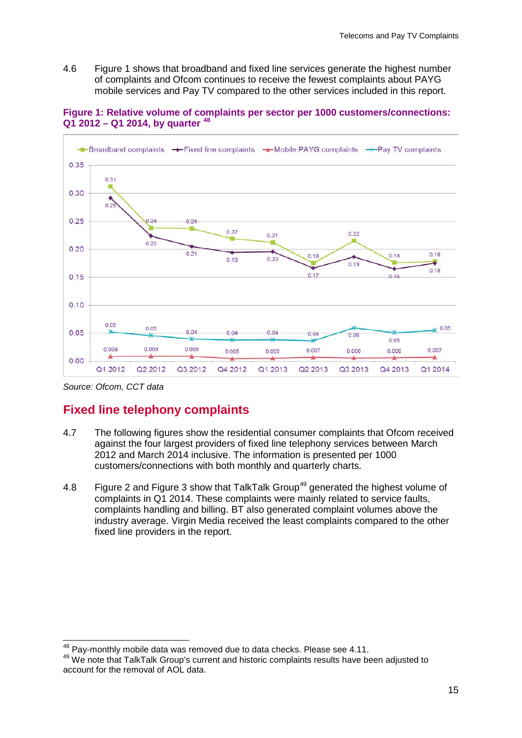4.6 Figure 1 shows that broadband and fixed line services generate the highest number of complaints and Ofcom continues to receive the fewest complaints about PAYG mobile services and Pay TV compared to the other services included in this report.

**Figure 1: Relative volume of complaints per sector per 1000 customers/connections: Q1 2012 – Q1 2014, by quarter [48]**

| | Q1 2012 | Q2 2012 | Q3 2012 | Q4 2012 | Q1 2013 | Q2 2013 | Q3 2013 | Q4 2013 | Q1 2014 |
|---|---|---|---|---|---|---|---|---|---|
| Broadband complaints | 0.31 | 0.24 | 0.24 | 0.22 | 0.21 | 0.18 | 0.22 | 0.18 | 0.18 |
| Fixed line complaints | 0.29 | 0.22 | 0.21 | 0.19 | 0.20 | 0.17 | 0.19 | 0.16 | 0.18 |
| Mobile PAYG complaints | 0.009 | 0.009 | 0.009 | 0.005 | 0.005 | 0.007 | 0.006 | 0.006 | 0.007 |
| Pay TV complaints | 0.05 | 0.05 | 0.04 | 0.04 | 0.04 | 0.04 | 0.06 | 0.05 | 0.05 |

*Source: Ofcom, CCT data*

## Fixed line telephony complaints

4.7 The following figures show the residential consumer complaints that Ofcom received against the four largest providers of fixed line telephony services between March 2012 and March 2014 inclusive. The information is presented per 1000 customers/connections with both monthly and quarterly charts.

4.8 Figure 2 and Figure 3 show that TalkTalk Group[49] generated the highest volume of complaints in Q1 2014. These complaints were mainly related to service faults, complaints handling and billing. BT also generated complaint volumes above the industry average. Virgin Media received the least complaints compared to the other fixed line providers in the report.

[48] Pay-monthly mobile data was removed due to data checks. Please see 4.11.

[49] We note that TalkTalk Group's current and historic complaints results have been adjusted to account for the removal of AOL data.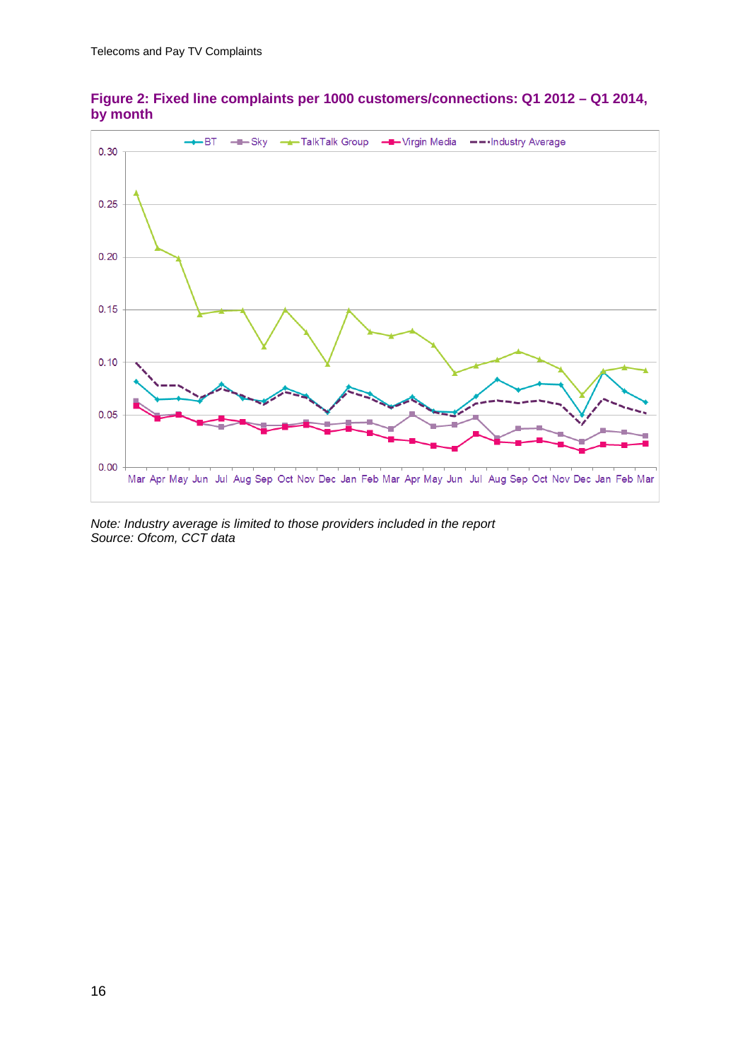**Figure 2: Fixed line complaints per 1000 customers/connections: Q1 2012 – Q1 2014, by month**

*Note: Industry average is limited to those providers included in the report*
*Source: Ofcom, CCT data*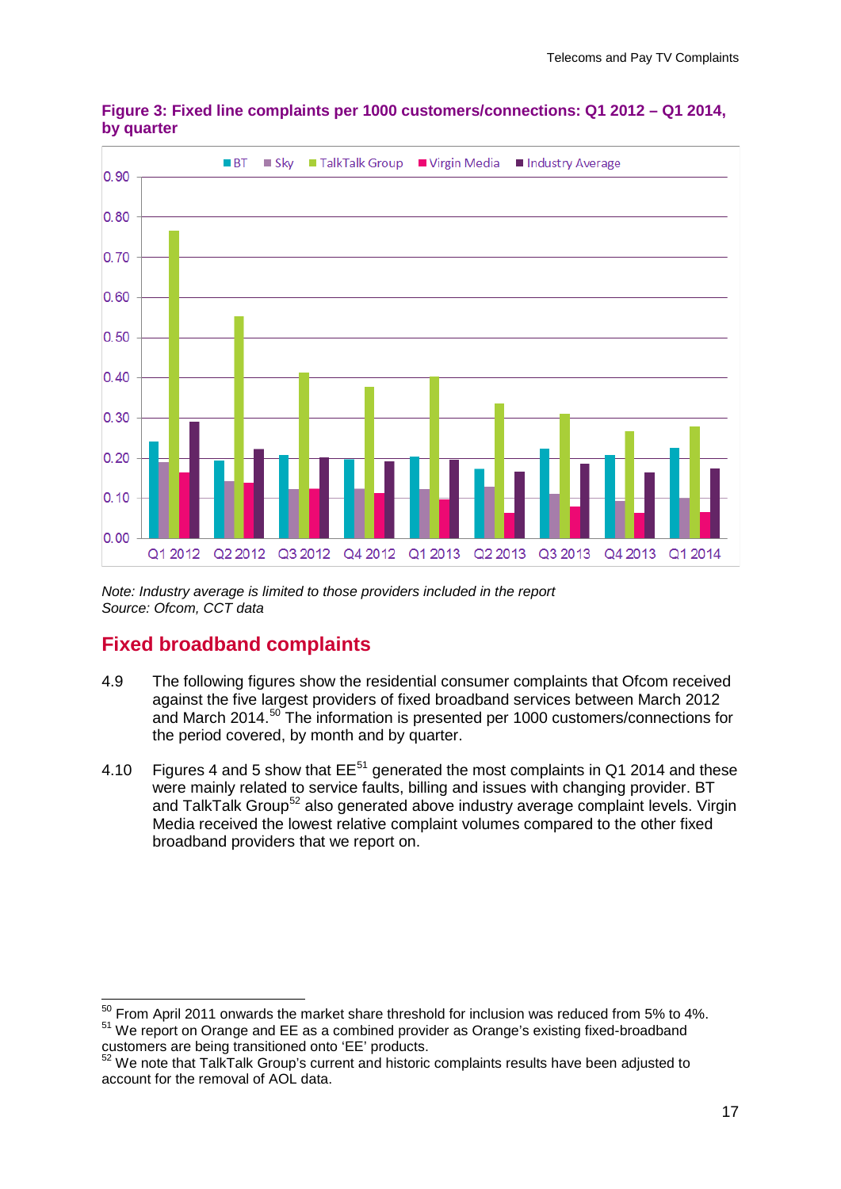**Figure 3: Fixed line complaints per 1000 customers/connections: Q1 2012 – Q1 2014, by quarter**

*Note: Industry average is limited to those providers included in the report*
*Source: Ofcom, CCT data*

## Fixed broadband complaints

4.9 The following figures show the residential consumer complaints that Ofcom received against the five largest providers of fixed broadband services between March 2012 and March 2014.[50] The information is presented per 1000 customers/connections for the period covered, by month and by quarter.

4.10 Figures 4 and 5 show that EE[51] generated the most complaints in Q1 2014 and these were mainly related to service faults, billing and issues with changing provider. BT and TalkTalk Group[52] also generated above industry average complaint levels. Virgin Media received the lowest relative complaint volumes compared to the other fixed broadband providers that we report on.

---

[50] From April 2011 onwards the market share threshold for inclusion was reduced from 5% to 4%.

[51] We report on Orange and EE as a combined provider as Orange's existing fixed-broadband customers are being transitioned onto 'EE' products.

[52] We note that TalkTalk Group's current and historic complaints results have been adjusted to account for the removal of AOL data.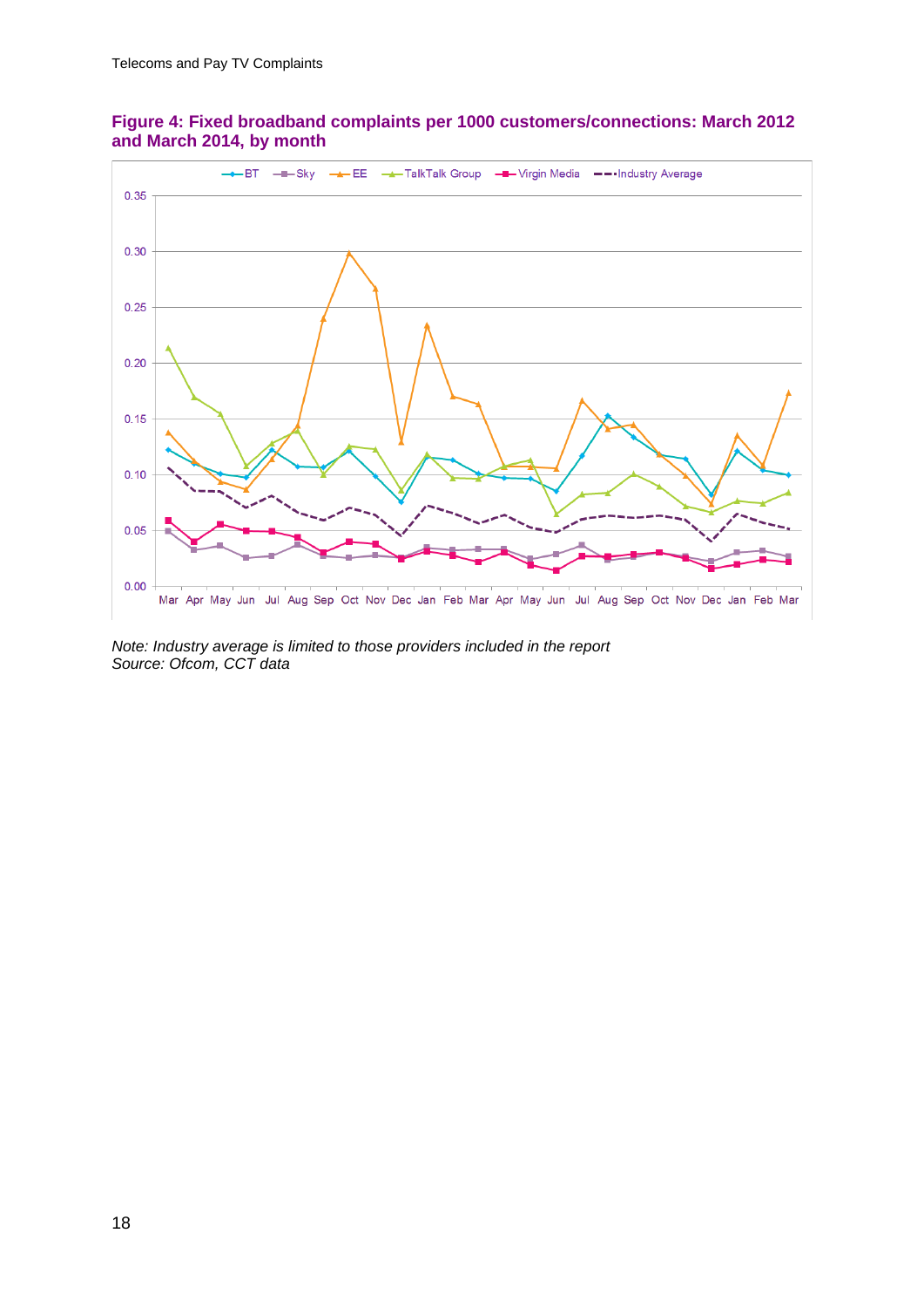**Figure 4: Fixed broadband complaints per 1000 customers/connections: March 2012 and March 2014, by month**

*Note: Industry average is limited to those providers included in the report*
*Source: Ofcom, CCT data*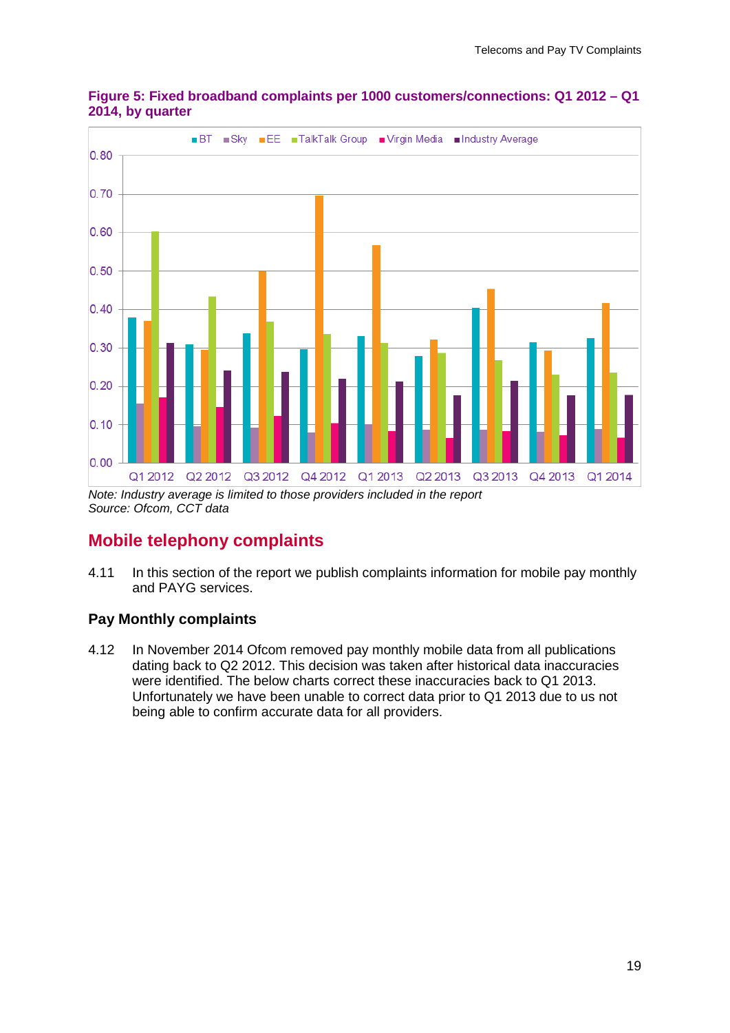**Figure 5: Fixed broadband complaints per 1000 customers/connections: Q1 2012 – Q1 2014, by quarter**

*Note: Industry average is limited to those providers included in the report*
*Source: Ofcom, CCT data*

## Mobile telephony complaints

4.11 In this section of the report we publish complaints information for mobile pay monthly and PAYG services.

### Pay Monthly complaints

4.12 In November 2014 Ofcom removed pay monthly mobile data from all publications dating back to Q2 2012. This decision was taken after historical data inaccuracies were identified. The below charts correct these inaccuracies back to Q1 2013. Unfortunately we have been unable to correct data prior to Q1 2013 due to us not being able to confirm accurate data for all providers.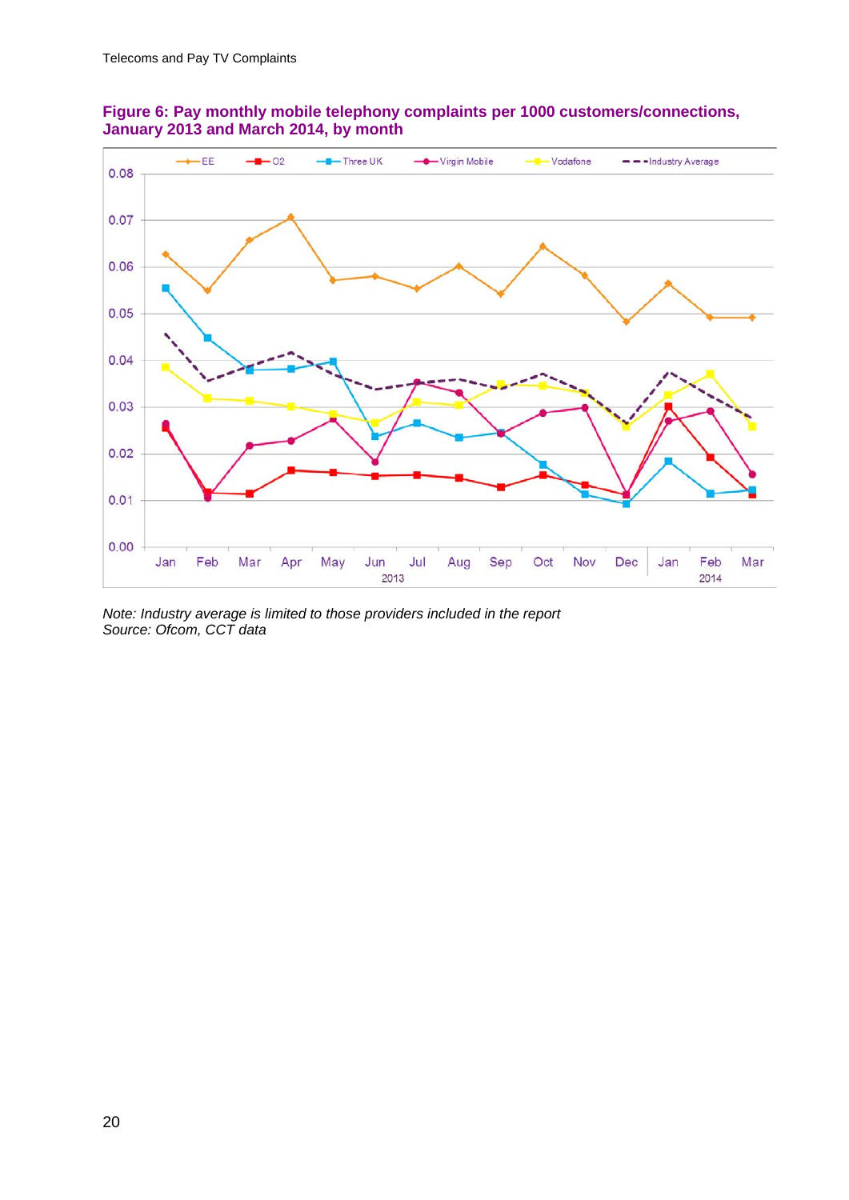**Figure 6: Pay monthly mobile telephony complaints per 1000 customers/connections, January 2013 and March 2014, by month**

*Note: Industry average is limited to those providers included in the report*
*Source: Ofcom, CCT data*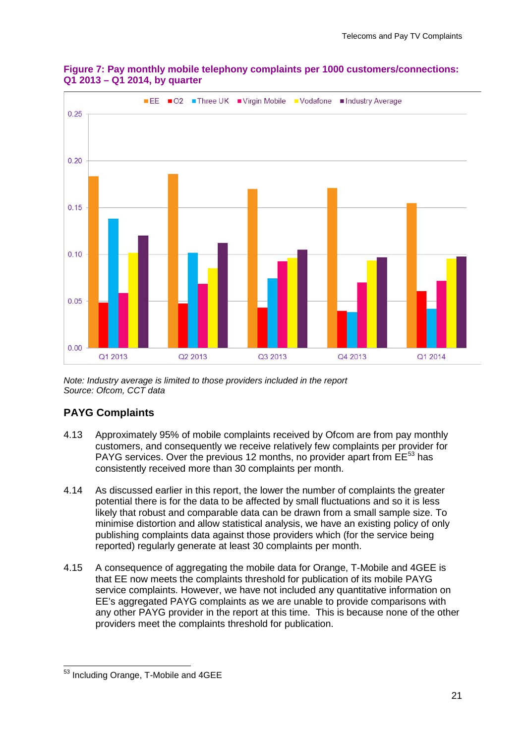**Figure 7: Pay monthly mobile telephony complaints per 1000 customers/connections: Q1 2013 – Q1 2014, by quarter**

*Note: Industry average is limited to those providers included in the report*
*Source: Ofcom, CCT data*

## PAYG Complaints

4.13 Approximately 95% of mobile complaints received by Ofcom are from pay monthly customers, and consequently we receive relatively few complaints per provider for PAYG services. Over the previous 12 months, no provider apart from EE[53] has consistently received more than 30 complaints per month.

4.14 As discussed earlier in this report, the lower the number of complaints the greater potential there is for the data to be affected by small fluctuations and so it is less likely that robust and comparable data can be drawn from a small sample size. To minimise distortion and allow statistical analysis, we have an existing policy of only publishing complaints data against those providers which (for the service being reported) regularly generate at least 30 complaints per month.

4.15 A consequence of aggregating the mobile data for Orange, T-Mobile and 4GEE is that EE now meets the complaints threshold for publication of its mobile PAYG service complaints. However, we have not included any quantitative information on EE's aggregated PAYG complaints as we are unable to provide comparisons with any other PAYG provider in the report at this time. This is because none of the other providers meet the complaints threshold for publication.

---

[53] Including Orange, T-Mobile and 4GEE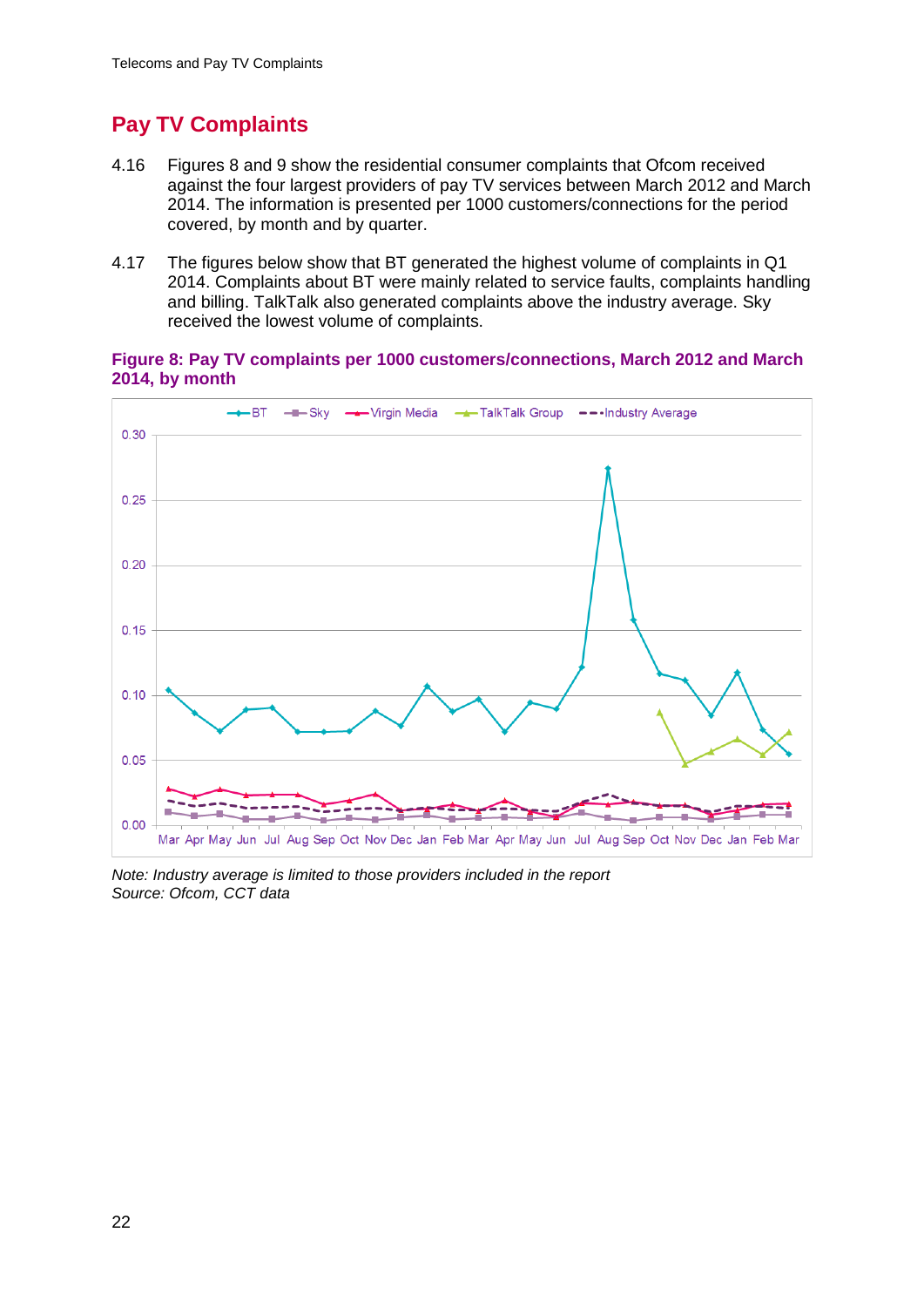## Pay TV Complaints

4.16 Figures 8 and 9 show the residential consumer complaints that Ofcom received against the four largest providers of pay TV services between March 2012 and March 2014. The information is presented per 1000 customers/connections for the period covered, by month and by quarter.

4.17 The figures below show that BT generated the highest volume of complaints in Q1 2014. Complaints about BT were mainly related to service faults, complaints handling and billing. TalkTalk also generated complaints above the industry average. Sky received the lowest volume of complaints.

**Figure 8: Pay TV complaints per 1000 customers/connections, March 2012 and March 2014, by month**

*Note: Industry average is limited to those providers included in the report*
*Source: Ofcom, CCT data*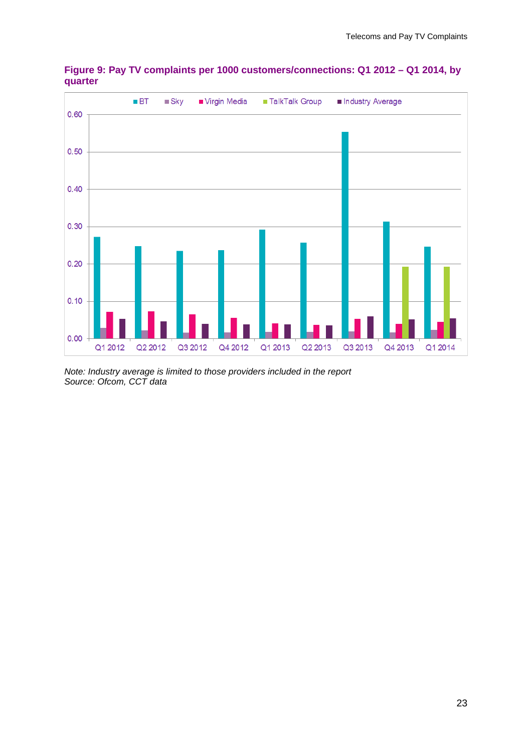**Figure 9: Pay TV complaints per 1000 customers/connections: Q1 2012 – Q1 2014, by quarter**

BT
Sky
Virgin Media
TalkTalk Group
Industry Average

0.60
0.50
0.40
0.30
0.20
0.10
0.00

Q1 2012
Q2 2012
Q3 2012
Q4 2012
Q1 2013
Q2 2013
Q3 2013
Q4 2013
Q1 2014

*Note: Industry average is limited to those providers included in the report*
*Source: Ofcom, CCT data*